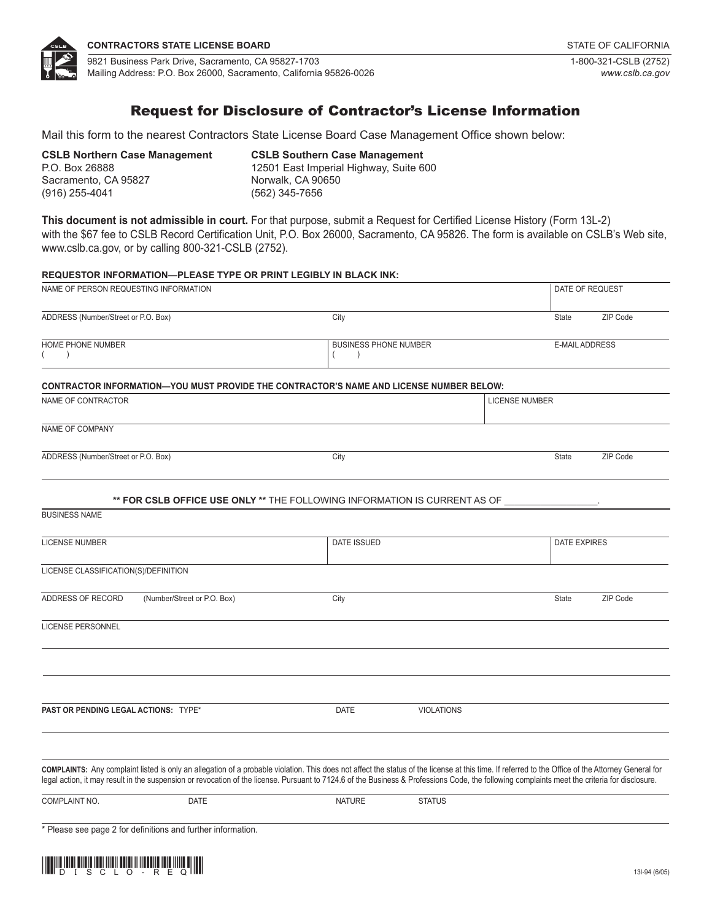**CONTRACTORS STATE LICENSE BOARD**

9821 Business Park Drive, Sacramento, CA 95827-1703
Mailing Address: P.O. Box 26000, Sacramento, California 95826-0026

STATE OF CALIFORNIA
1-800-321-CSLB (2752)
*www.cslb.ca.gov*

# Request for Disclosure of Contractor's License Information

Mail this form to the nearest Contractors State License Board Case Management Office shown below:

**CSLB Northern Case Management**
P.O. Box 26888
Sacramento, CA 95827
(916) 255-4041

**CSLB Southern Case Management**
12501 East Imperial Highway, Suite 600
Norwalk, CA 90650
(562) 345-7656

**This document is not admissible in court.** For that purpose, submit a Request for Certified License History (Form 13L-2) with the $67 fee to CSLB Record Certification Unit, P.O. Box 26000, Sacramento, CA 95826. The form is available on CSLB's Web site, www.cslb.ca.gov, or by calling 800-321-CSLB (2752).

**REQUESTOR INFORMATION—PLEASE TYPE OR PRINT LEGIBLY IN BLACK INK:**

| NAME OF PERSON REQUESTING INFORMATION | | DATE OF REQUEST | |
|---|---|---|---|
| ADDRESS (Number/Street or P.O. Box) | City | State | ZIP Code |
| HOME PHONE NUMBER ( ) | BUSINESS PHONE NUMBER ( ) | E-MAIL ADDRESS | |

**CONTRACTOR INFORMATION—YOU MUST PROVIDE THE CONTRACTOR'S NAME AND LICENSE NUMBER BELOW:**

| NAME OF CONTRACTOR | | LICENSE NUMBER | |
|---|---|---|---|
| NAME OF COMPANY | | | |
| ADDRESS (Number/Street or P.O. Box) | City | State | ZIP Code |

**\*\* FOR CSLB OFFICE USE ONLY \*\*** THE FOLLOWING INFORMATION IS CURRENT AS OF _________________.

| BUSINESS NAME | | | |
|---|---|---|---|
| LICENSE NUMBER | DATE ISSUED | DATE EXPIRES | |
| LICENSE CLASSIFICATION(S)/DEFINITION | | | |
| ADDRESS OF RECORD (Number/Street or P.O. Box) | City | State | ZIP Code |
| LICENSE PERSONNEL | | | |

| **PAST OR PENDING LEGAL ACTIONS:** TYPE* | DATE | VIOLATIONS |
|---|---|---|
| | | |

**COMPLAINTS:** Any complaint listed is only an allegation of a probable violation. This does not affect the status of the license at this time. If referred to the Office of the Attorney General for legal action, it may result in the suspension or revocation of the license. Pursuant to 7124.6 of the Business & Professions Code, the following complaints meet the criteria for disclosure.

| COMPLAINT NO. | DATE | NATURE | STATUS |
|---|---|---|---|
| | | | |

\* Please see page 2 for definitions and further information.

DISCLO-REQ

13I-94 (6/05)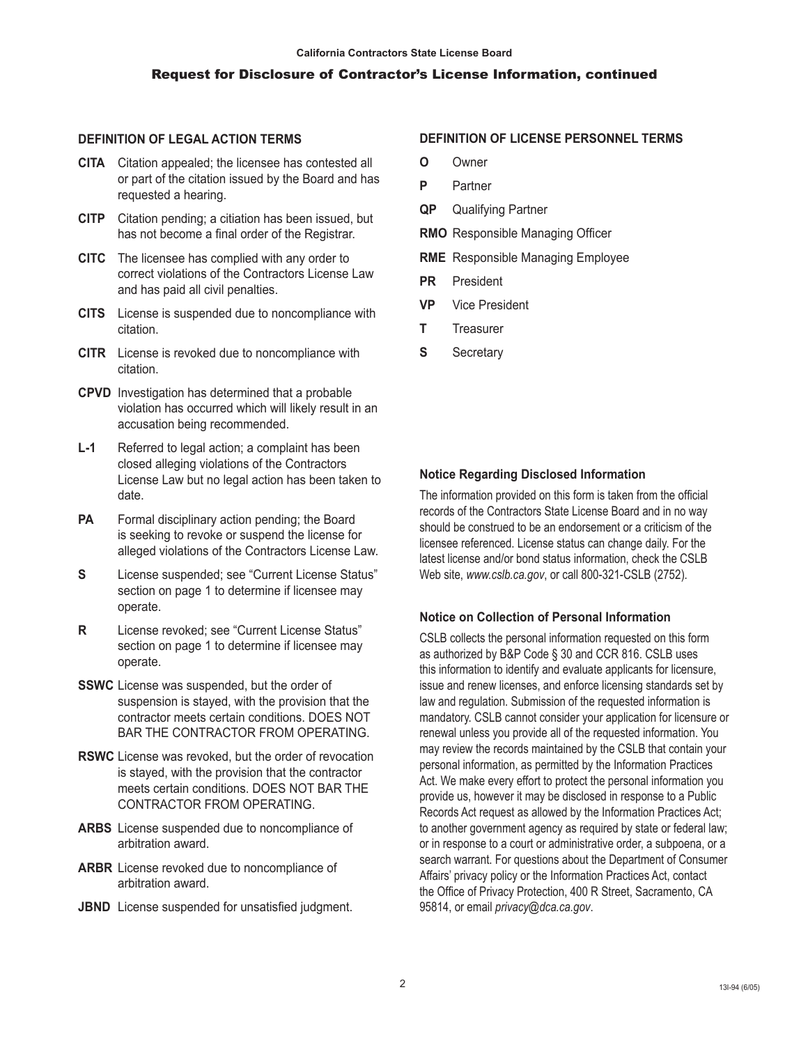California Contractors State License Board

## Request for Disclosure of Contractor's License Information, continued

### DEFINITION OF LEGAL ACTION TERMS

**CITA** Citation appealed; the licensee has contested all or part of the citation issued by the Board and has requested a hearing.

**CITP** Citation pending; a citiation has been issued, but has not become a final order of the Registrar.

**CITC** The licensee has complied with any order to correct violations of the Contractors License Law and has paid all civil penalties.

**CITS** License is suspended due to noncompliance with citation.

**CITR** License is revoked due to noncompliance with citation.

**CPVD** Investigation has determined that a probable violation has occurred which will likely result in an accusation being recommended.

**L-1** Referred to legal action; a complaint has been closed alleging violations of the Contractors License Law but no legal action has been taken to date.

**PA** Formal disciplinary action pending; the Board is seeking to revoke or suspend the license for alleged violations of the Contractors License Law.

**S** License suspended; see "Current License Status" section on page 1 to determine if licensee may operate.

**R** License revoked; see "Current License Status" section on page 1 to determine if licensee may operate.

**SSWC** License was suspended, but the order of suspension is stayed, with the provision that the contractor meets certain conditions. DOES NOT BAR THE CONTRACTOR FROM OPERATING.

**RSWC** License was revoked, but the order of revocation is stayed, with the provision that the contractor meets certain conditions. DOES NOT BAR THE CONTRACTOR FROM OPERATING.

**ARBS** License suspended due to noncompliance of arbitration award.

**ARBR** License revoked due to noncompliance of arbitration award.

**JBND** License suspended for unsatisfied judgment.

### DEFINITION OF LICENSE PERSONNEL TERMS

**O** Owner

**P** Partner

**QP** Qualifying Partner

**RMO** Responsible Managing Officer

**RME** Responsible Managing Employee

**PR** President

**VP** Vice President

**T** Treasurer

**S** Secretary

### Notice Regarding Disclosed Information

The information provided on this form is taken from the official records of the Contractors State License Board and in no way should be construed to be an endorsement or a criticism of the licensee referenced. License status can change daily. For the latest license and/or bond status information, check the CSLB Web site, *www.cslb.ca.gov*, or call 800-321-CSLB (2752).

### Notice on Collection of Personal Information

CSLB collects the personal information requested on this form as authorized by B&P Code § 30 and CCR 816. CSLB uses this information to identify and evaluate applicants for licensure, issue and renew licenses, and enforce licensing standards set by law and regulation. Submission of the requested information is mandatory. CSLB cannot consider your application for licensure or renewal unless you provide all of the requested information. You may review the records maintained by the CSLB that contain your personal information, as permitted by the Information Practices Act. We make every effort to protect the personal information you provide us, however it may be disclosed in response to a Public Records Act request as allowed by the Information Practices Act; to another government agency as required by state or federal law; or in response to a court or administrative order, a subpoena, or a search warrant. For questions about the Department of Consumer Affairs' privacy policy or the Information Practices Act, contact the Office of Privacy Protection, 400 R Street, Sacramento, CA 95814, or email *privacy@dca.ca.gov*.

13I-94 (6/05)